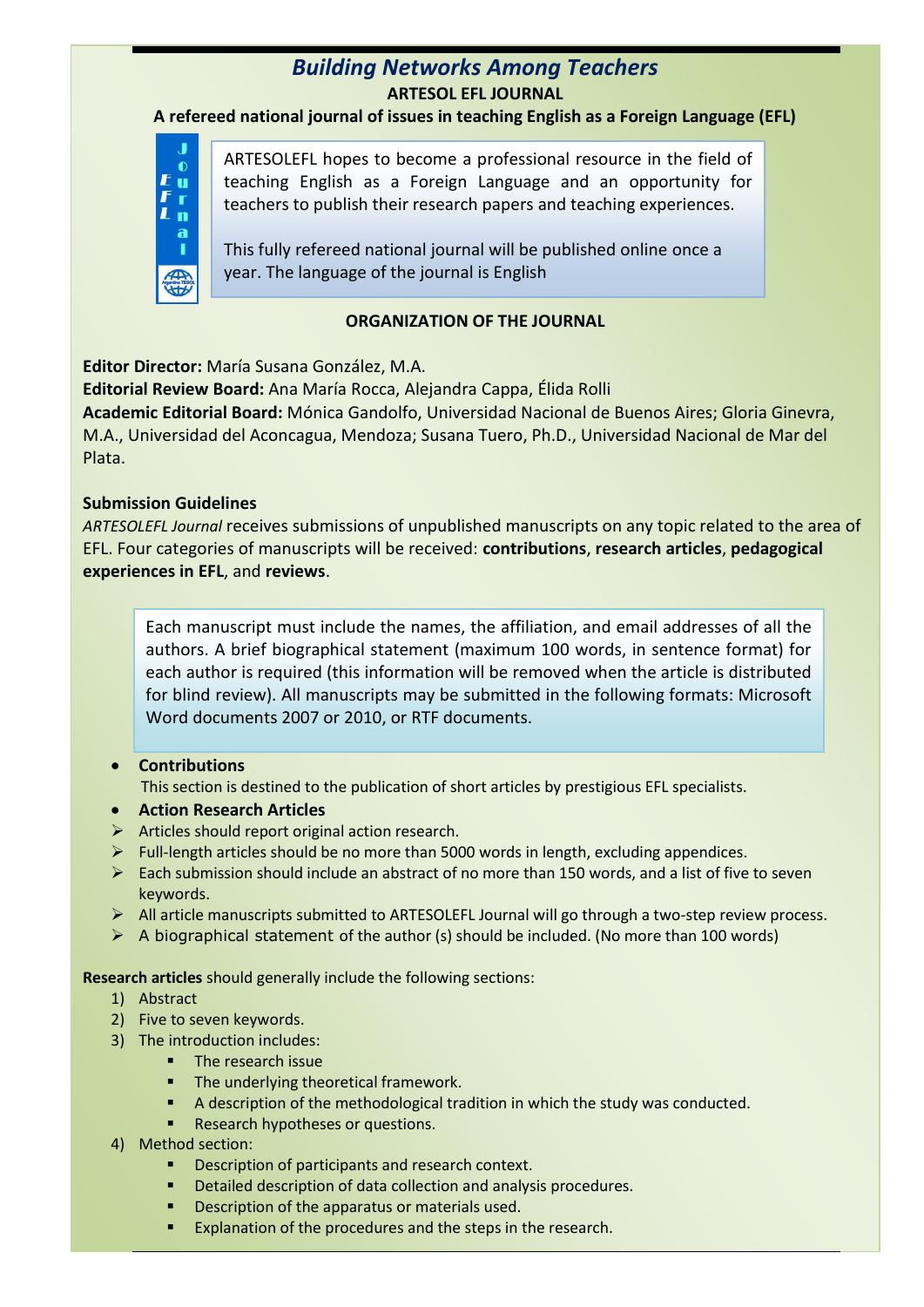# Building Networks Among Teachers

**ARTESOL EFL JOURNAL**

**A refereed national journal of issues in teaching English as a Foreign Language (EFL)**

ARTESOLEFL hopes to become a professional resource in the field of teaching English as a Foreign Language and an opportunity for teachers to publish their research papers and teaching experiences.

This fully refereed national journal will be published online once a year. The language of the journal is English

## ORGANIZATION OF THE JOURNAL

**Editor Director:** María Susana González, M.A.

**Editorial Review Board:** Ana María Rocca, Alejandra Cappa, Élida Rolli

**Academic Editorial Board:** Mónica Gandolfo, Universidad Nacional de Buenos Aires; Gloria Ginevra, M.A., Universidad del Aconcagua, Mendoza; Susana Tuero, Ph.D., Universidad Nacional de Mar del Plata.

### Submission Guidelines

*ARTESOLEFL Journal* receives submissions of unpublished manuscripts on any topic related to the area of EFL. Four categories of manuscripts will be received: **contributions**, **research articles**, **pedagogical experiences in EFL**, and **reviews**.

Each manuscript must include the names, the affiliation, and email addresses of all the authors. A brief biographical statement (maximum 100 words, in sentence format) for each author is required (this information will be removed when the article is distributed for blind review). All manuscripts may be submitted in the following formats: Microsoft Word documents 2007 or 2010, or RTF documents.

- **Contributions**

  This section is destined to the publication of short articles by prestigious EFL specialists.

- **Action Research Articles**
  - Articles should report original action research.
  - Full-length articles should be no more than 5000 words in length, excluding appendices.
  - Each submission should include an abstract of no more than 150 words, and a list of five to seven keywords.
  - All article manuscripts submitted to ARTESOLEFL Journal will go through a two-step review process.
  - A biographical statement of the author (s) should be included. (No more than 100 words)

**Research articles** should generally include the following sections:

1) Abstract
2) Five to seven keywords.
3) The introduction includes:
   - The research issue
   - The underlying theoretical framework.
   - A description of the methodological tradition in which the study was conducted.
   - Research hypotheses or questions.
4) Method section:
   - Description of participants and research context.
   - Detailed description of data collection and analysis procedures.
   - Description of the apparatus or materials used.
   - Explanation of the procedures and the steps in the research.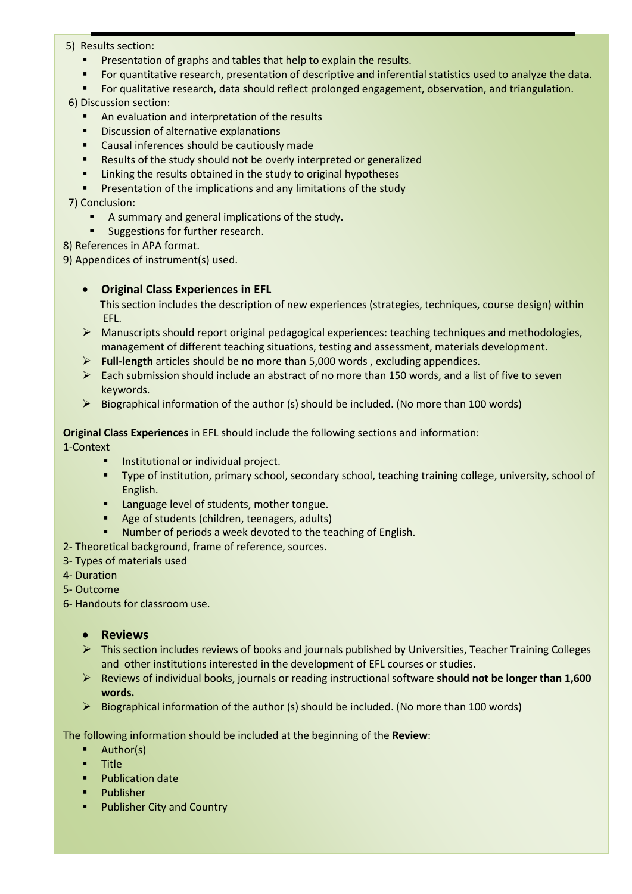5) Results section:

- Presentation of graphs and tables that help to explain the results.
- For quantitative research, presentation of descriptive and inferential statistics used to analyze the data.
- For qualitative research, data should reflect prolonged engagement, observation, and triangulation.

6) Discussion section:

- An evaluation and interpretation of the results
- Discussion of alternative explanations
- Causal inferences should be cautiously made
- Results of the study should not be overly interpreted or generalized
- Linking the results obtained in the study to original hypotheses
- Presentation of the implications and any limitations of the study

7) Conclusion:

- A summary and general implications of the study.
- Suggestions for further research.

8) References in APA format.

9) Appendices of instrument(s) used.

- **Original Class Experiences in EFL**

  This section includes the description of new experiences (strategies, techniques, course design) within EFL.

- Manuscripts should report original pedagogical experiences: teaching techniques and methodologies, management of different teaching situations, testing and assessment, materials development.
- **Full-length** articles should be no more than 5,000 words , excluding appendices.
- Each submission should include an abstract of no more than 150 words, and a list of five to seven keywords.
- Biographical information of the author (s) should be included. (No more than 100 words)

**Original Class Experiences** in EFL should include the following sections and information:

1-Context

- Institutional or individual project.
- Type of institution, primary school, secondary school, teaching training college, university, school of English.
- Language level of students, mother tongue.
- Age of students (children, teenagers, adults)
- Number of periods a week devoted to the teaching of English.

2- Theoretical background, frame of reference, sources.

3- Types of materials used

4- Duration

5- Outcome

6- Handouts for classroom use.

- **Reviews**

- This section includes reviews of books and journals published by Universities, Teacher Training Colleges and other institutions interested in the development of EFL courses or studies.
- Reviews of individual books, journals or reading instructional software **should not be longer than 1,600 words.**
- Biographical information of the author (s) should be included. (No more than 100 words)

The following information should be included at the beginning of the **Review**:

- Author(s)
- Title
- Publication date
- Publisher
- Publisher City and Country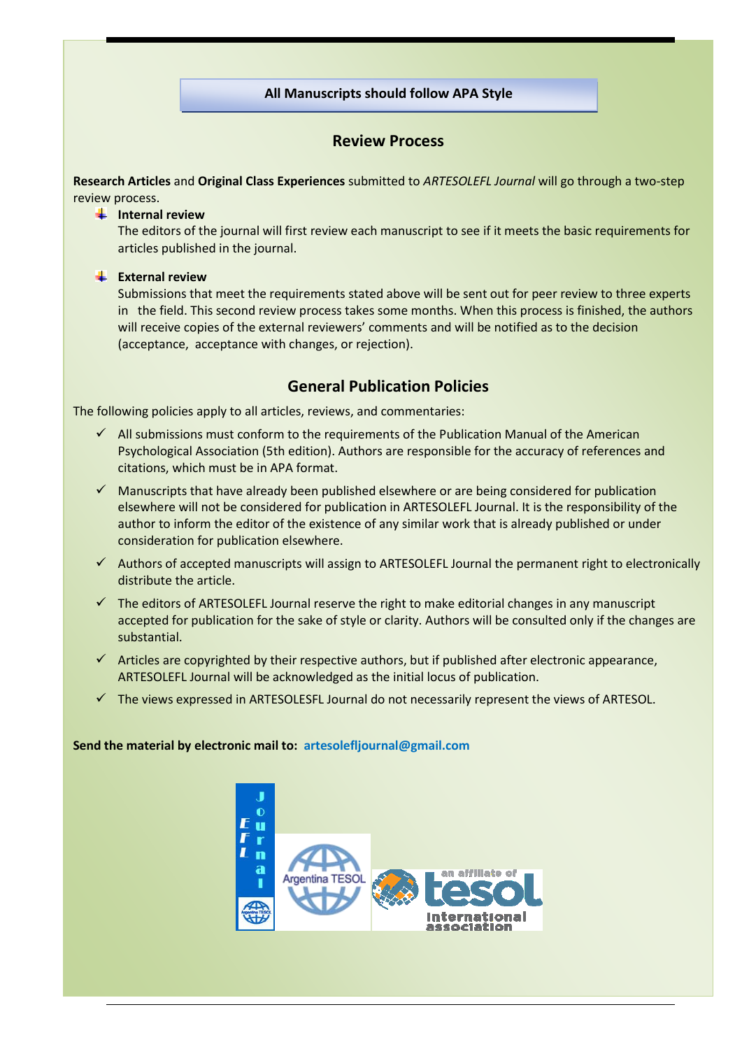**All Manuscripts should follow APA Style**

## Review Process

**Research Articles** and **Original Class Experiences** submitted to *ARTESOLEFL Journal* will go through a two-step review process.

- **Internal review**
  The editors of the journal will first review each manuscript to see if it meets the basic requirements for articles published in the journal.

- **External review**
  Submissions that meet the requirements stated above will be sent out for peer review to three experts in the field. This second review process takes some months. When this process is finished, the authors will receive copies of the external reviewers' comments and will be notified as to the decision (acceptance, acceptance with changes, or rejection).

## General Publication Policies

The following policies apply to all articles, reviews, and commentaries:

- ✓ All submissions must conform to the requirements of the Publication Manual of the American Psychological Association (5th edition). Authors are responsible for the accuracy of references and citations, which must be in APA format.
- ✓ Manuscripts that have already been published elsewhere or are being considered for publication elsewhere will not be considered for publication in ARTESOLEFL Journal. It is the responsibility of the author to inform the editor of the existence of any similar work that is already published or under consideration for publication elsewhere.
- ✓ Authors of accepted manuscripts will assign to ARTESOLEFL Journal the permanent right to electronically distribute the article.
- ✓ The editors of ARTESOLEFL Journal reserve the right to make editorial changes in any manuscript accepted for publication for the sake of style or clarity. Authors will be consulted only if the changes are substantial.
- ✓ Articles are copyrighted by their respective authors, but if published after electronic appearance, ARTESOLEFL Journal will be acknowledged as the initial locus of publication.
- ✓ The views expressed in ARTESOLESFL Journal do not necessarily represent the views of ARTESOL.

**Send the material by electronic mail to:** artesolefljournal@gmail.com